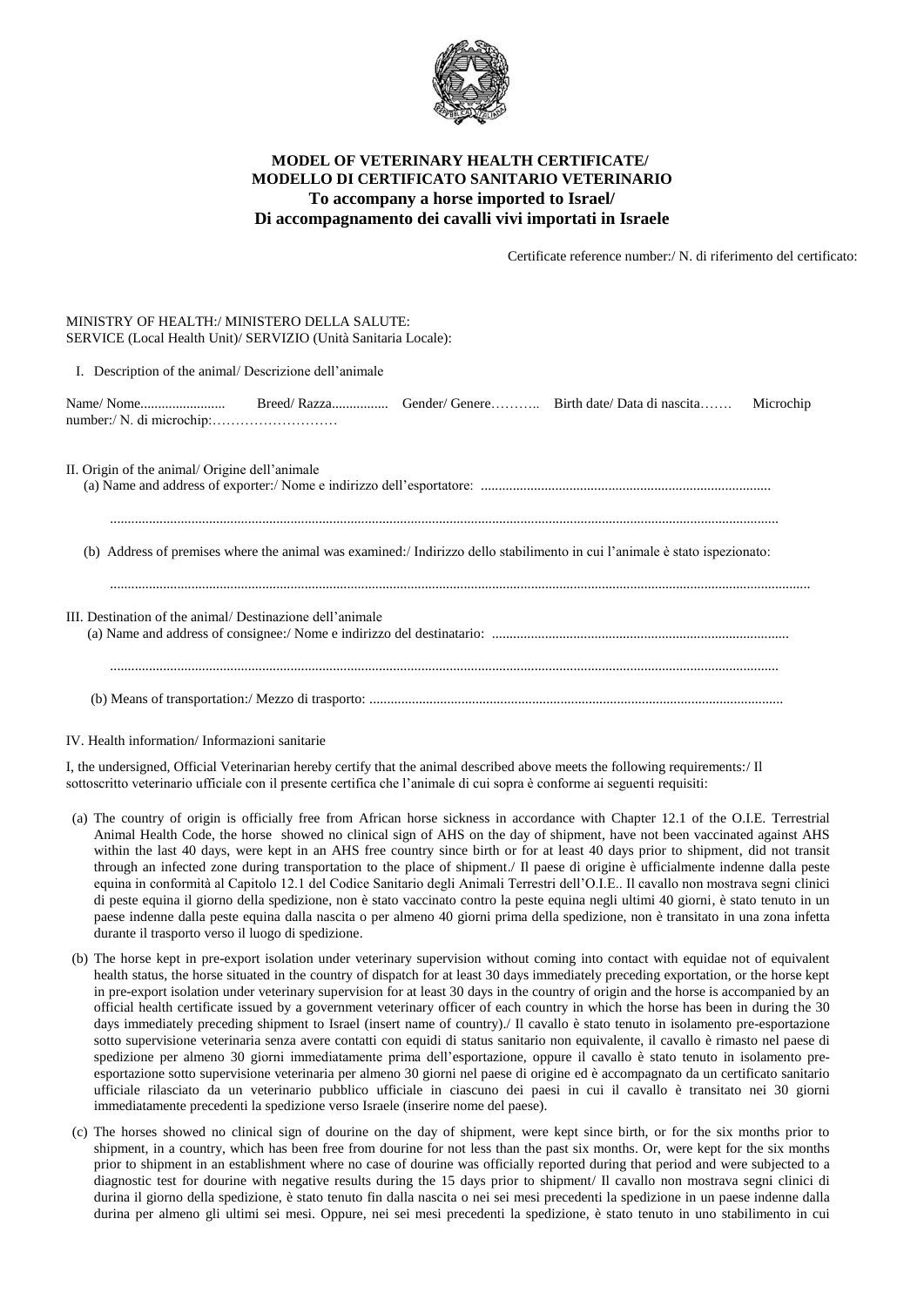**MODEL OF VETERINARY HEALTH CERTIFICATE/**
**MODELLO DI CERTIFICATO SANITARIO VETERINARIO**
**To accompany a horse imported to Israel/**
**Di accompagnamento dei cavalli vivi importati in Israele**

Certificate reference number:/ N. di riferimento del certificato:

MINISTRY OF HEALTH:/ MINISTERO DELLA SALUTE:
SERVICE (Local Health Unit)/ SERVIZIO (Unità Sanitaria Locale):

I. Description of the animal/ Descrizione dell'animale

Name/ Nome........................ Breed/ Razza................ Gender/ Genere……….. Birth date/ Data di nascita……. Microchip number:/ N. di microchip:………………………

II. Origin of the animal/ Origine dell'animale

(a) Name and address of exporter:/ Nome e indirizzo dell'esportatore: ..................................................................................

..........................................................................................................................................................................................

(b) Address of premises where the animal was examined:/ Indirizzo dello stabilimento in cui l'animale è stato ispezionato:

..........................................................................................................................................................................................

III. Destination of the animal/ Destinazione dell'animale

(a) Name and address of consignee:/ Nome e indirizzo del destinatario: ...................................................................................

..........................................................................................................................................................................................

(b) Means of transportation:/ Mezzo di trasporto: ....................................................................................................................

IV. Health information/ Informazioni sanitarie

I, the undersigned, Official Veterinarian hereby certify that the animal described above meets the following requirements:/ Il sottoscritto veterinario ufficiale con il presente certifica che l'animale di cui sopra è conforme ai seguenti requisiti:

(a) The country of origin is officially free from African horse sickness in accordance with Chapter 12.1 of the O.I.E. Terrestrial Animal Health Code, the horse showed no clinical sign of AHS on the day of shipment, have not been vaccinated against AHS within the last 40 days, were kept in an AHS free country since birth or for at least 40 days prior to shipment, did not transit through an infected zone during transportation to the place of shipment./ Il paese di origine è ufficialmente indenne dalla peste equina in conformità al Capitolo 12.1 del Codice Sanitario degli Animali Terrestri dell'O.I.E.. Il cavallo non mostrava segni clinici di peste equina il giorno della spedizione, non è stato vaccinato contro la peste equina negli ultimi 40 giorni, è stato tenuto in un paese indenne dalla peste equina dalla nascita o per almeno 40 giorni prima della spedizione, non è transitato in una zona infetta durante il trasporto verso il luogo di spedizione.

(b) The horse kept in pre-export isolation under veterinary supervision without coming into contact with equidae not of equivalent health status, the horse situated in the country of dispatch for at least 30 days immediately preceding exportation, or the horse kept in pre-export isolation under veterinary supervision for at least 30 days in the country of origin and the horse is accompanied by an official health certificate issued by a government veterinary officer of each country in which the horse has been in during the 30 days immediately preceding shipment to Israel (insert name of country)./ Il cavallo è stato tenuto in isolamento pre-esportazione sotto supervisione veterinaria senza avere contatti con equidi di status sanitario non equivalente, il cavallo è rimasto nel paese di spedizione per almeno 30 giorni immediatamente prima dell'esportazione, oppure il cavallo è stato tenuto in isolamento pre-esportazione sotto supervisione veterinaria per almeno 30 giorni nel paese di origine ed è accompagnato da un certificato sanitario ufficiale rilasciato da un veterinario pubblico ufficiale in ciascuno dei paesi in cui il cavallo è transitato nei 30 giorni immediatamente precedenti la spedizione verso Israele (inserire nome del paese).

(c) The horses showed no clinical sign of dourine on the day of shipment, were kept since birth, or for the six months prior to shipment, in a country, which has been free from dourine for not less than the past six months. Or, were kept for the six months prior to shipment in an establishment where no case of dourine was officially reported during that period and were subjected to a diagnostic test for dourine with negative results during the 15 days prior to shipment/ Il cavallo non mostrava segni clinici di durina il giorno della spedizione, è stato tenuto fin dalla nascita o nei sei mesi precedenti la spedizione in un paese indenne dalla durina per almeno gli ultimi sei mesi. Oppure, nei sei mesi precedenti la spedizione, è stato tenuto in uno stabilimento in cui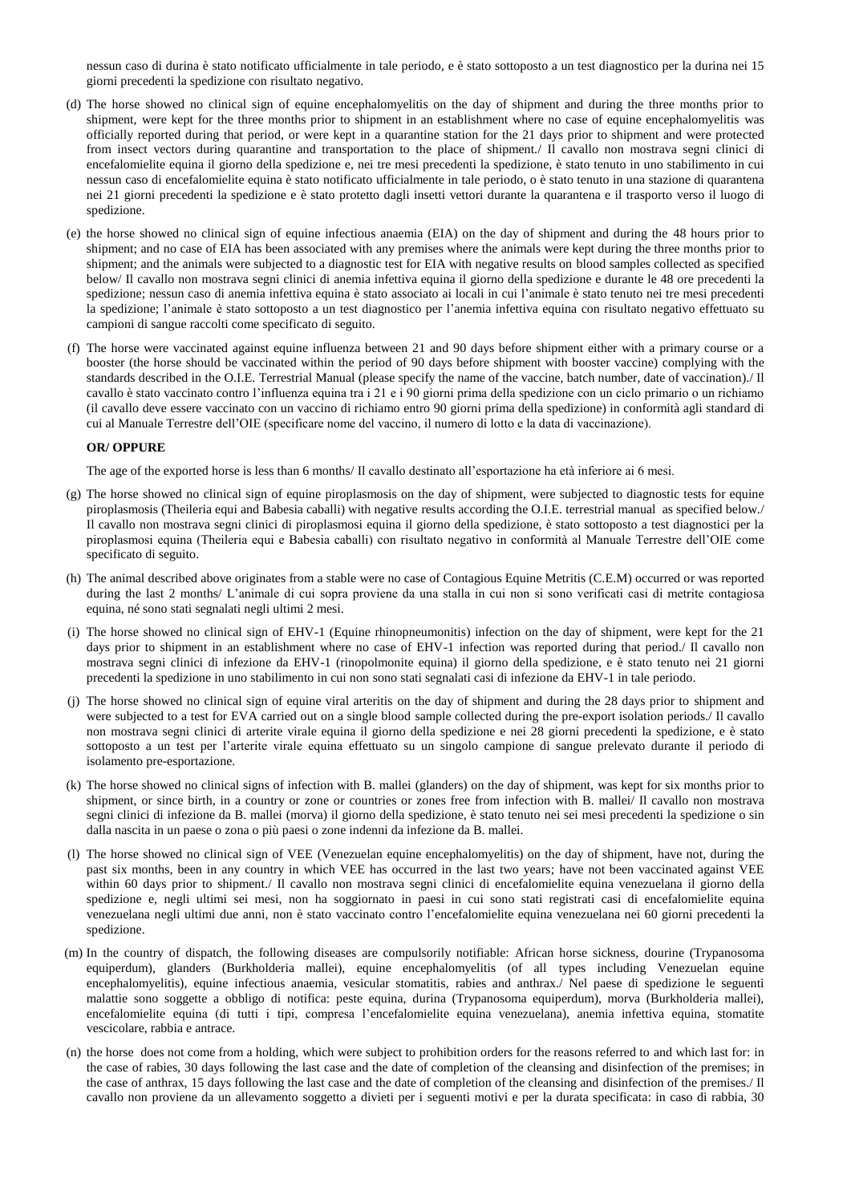nessun caso di durina è stato notificato ufficialmente in tale periodo, e è stato sottoposto a un test diagnostico per la durina nei 15 giorni precedenti la spedizione con risultato negativo.

(d) The horse showed no clinical sign of equine encephalomyelitis on the day of shipment and during the three months prior to shipment, were kept for the three months prior to shipment in an establishment where no case of equine encephalomyelitis was officially reported during that period, or were kept in a quarantine station for the 21 days prior to shipment and were protected from insect vectors during quarantine and transportation to the place of shipment./ Il cavallo non mostrava segni clinici di encefalomielite equina il giorno della spedizione e, nei tre mesi precedenti la spedizione, è stato tenuto in uno stabilimento in cui nessun caso di encefalomielite equina è stato notificato ufficialmente in tale periodo, o è stato tenuto in una stazione di quarantena nei 21 giorni precedenti la spedizione e è stato protetto dagli insetti vettori durante la quarantena e il trasporto verso il luogo di spedizione.

(e) the horse showed no clinical sign of equine infectious anaemia (EIA) on the day of shipment and during the 48 hours prior to shipment; and no case of EIA has been associated with any premises where the animals were kept during the three months prior to shipment; and the animals were subjected to a diagnostic test for EIA with negative results on blood samples collected as specified below/ Il cavallo non mostrava segni clinici di anemia infettiva equina il giorno della spedizione e durante le 48 ore precedenti la spedizione; nessun caso di anemia infettiva equina è stato associato ai locali in cui l'animale è stato tenuto nei tre mesi precedenti la spedizione; l'animale è stato sottoposto a un test diagnostico per l'anemia infettiva equina con risultato negativo effettuato su campioni di sangue raccolti come specificato di seguito.

(f) The horse were vaccinated against equine influenza between 21 and 90 days before shipment either with a primary course or a booster (the horse should be vaccinated within the period of 90 days before shipment with booster vaccine) complying with the standards described in the O.I.E. Terrestrial Manual (please specify the name of the vaccine, batch number, date of vaccination)./ Il cavallo è stato vaccinato contro l'influenza equina tra i 21 e i 90 giorni prima della spedizione con un ciclo primario o un richiamo (il cavallo deve essere vaccinato con un vaccino di richiamo entro 90 giorni prima della spedizione) in conformità agli standard di cui al Manuale Terrestre dell'OIE (specificare nome del vaccino, il numero di lotto e la data di vaccinazione).

**OR/ OPPURE**

The age of the exported horse is less than 6 months/ Il cavallo destinato all'esportazione ha età inferiore ai 6 mesi.

(g) The horse showed no clinical sign of equine piroplasmosis on the day of shipment, were subjected to diagnostic tests for equine piroplasmosis (Theileria equi and Babesia caballi) with negative results according the O.I.E. terrestrial manual as specified below./ Il cavallo non mostrava segni clinici di piroplasmosi equina il giorno della spedizione, è stato sottoposto a test diagnostici per la piroplasmosi equina (Theileria equi e Babesia caballi) con risultato negativo in conformità al Manuale Terrestre dell'OIE come specificato di seguito.

(h) The animal described above originates from a stable were no case of Contagious Equine Metritis (C.E.M) occurred or was reported during the last 2 months/ L'animale di cui sopra proviene da una stalla in cui non si sono verificati casi di metrite contagiosa equina, né sono stati segnalati negli ultimi 2 mesi.

(i) The horse showed no clinical sign of EHV-1 (Equine rhinopneumonitis) infection on the day of shipment, were kept for the 21 days prior to shipment in an establishment where no case of EHV-1 infection was reported during that period./ Il cavallo non mostrava segni clinici di infezione da EHV-1 (rinopolmonite equina) il giorno della spedizione, e è stato tenuto nei 21 giorni precedenti la spedizione in uno stabilimento in cui non sono stati segnalati casi di infezione da EHV-1 in tale periodo.

(j) The horse showed no clinical sign of equine viral arteritis on the day of shipment and during the 28 days prior to shipment and were subjected to a test for EVA carried out on a single blood sample collected during the pre-export isolation periods./ Il cavallo non mostrava segni clinici di arterite virale equina il giorno della spedizione e nei 28 giorni precedenti la spedizione, e è stato sottoposto a un test per l'arterite virale equina effettuato su un singolo campione di sangue prelevato durante il periodo di isolamento pre-esportazione.

(k) The horse showed no clinical signs of infection with B. mallei (glanders) on the day of shipment, was kept for six months prior to shipment, or since birth, in a country or zone or countries or zones free from infection with B. mallei/ Il cavallo non mostrava segni clinici di infezione da B. mallei (morva) il giorno della spedizione, è stato tenuto nei sei mesi precedenti la spedizione o sin dalla nascita in un paese o zona o più paesi o zone indenni da infezione da B. mallei.

(l) The horse showed no clinical sign of VEE (Venezuelan equine encephalomyelitis) on the day of shipment, have not, during the past six months, been in any country in which VEE has occurred in the last two years; have not been vaccinated against VEE within 60 days prior to shipment./ Il cavallo non mostrava segni clinici di encefalomielite equina venezuelana il giorno della spedizione e, negli ultimi sei mesi, non ha soggiornato in paesi in cui sono stati registrati casi di encefalomielite equina venezuelana negli ultimi due anni, non è stato vaccinato contro l'encefalomielite equina venezuelana nei 60 giorni precedenti la spedizione.

(m) In the country of dispatch, the following diseases are compulsorily notifiable: African horse sickness, dourine (Trypanosoma equiperdum), glanders (Burkholderia mallei), equine encephalomyelitis (of all types including Venezuelan equine encephalomyelitis), equine infectious anaemia, vesicular stomatitis, rabies and anthrax./ Nel paese di spedizione le seguenti malattie sono soggette a obbligo di notifica: peste equina, durina (Trypanosoma equiperdum), morva (Burkholderia mallei), encefalomielite equina (di tutti i tipi, compresa l'encefalomielite equina venezuelana), anemia infettiva equina, stomatite vescicolare, rabbia e antrace.

(n) the horse does not come from a holding, which were subject to prohibition orders for the reasons referred to and which last for: in the case of rabies, 30 days following the last case and the date of completion of the cleansing and disinfection of the premises; in the case of anthrax, 15 days following the last case and the date of completion of the cleansing and disinfection of the premises./ Il cavallo non proviene da un allevamento soggetto a divieti per i seguenti motivi e per la durata specificata: in caso di rabbia, 30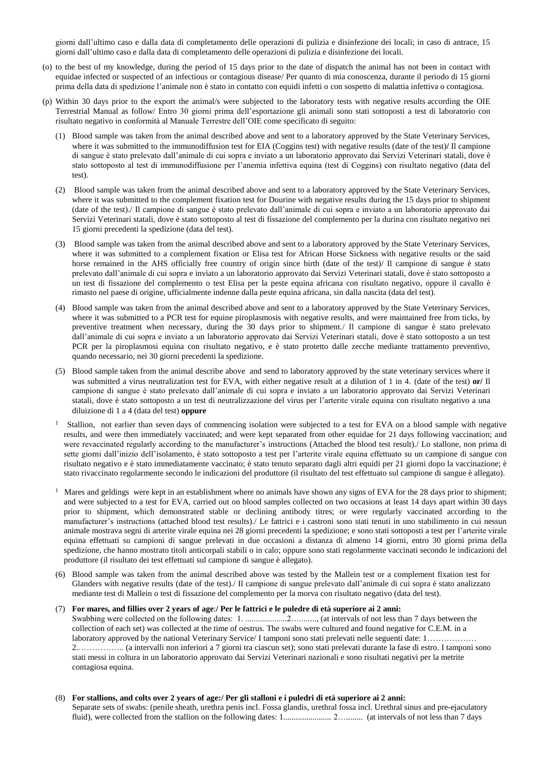giorni dall'ultimo caso e dalla data di completamento delle operazioni di pulizia e disinfezione dei locali; in caso di antrace, 15 giorni dall'ultimo caso e dalla data di completamento delle operazioni di pulizia e disinfezione dei locali.

(o) to the best of my knowledge, during the period of 15 days prior to the date of dispatch the animal has not been in contact with equidae infected or suspected of an infectious or contagious disease/ Per quanto di mia conoscenza, durante il periodo di 15 giorni prima della data di spedizione l'animale non è stato in contatto con equidi infetti o con sospetto di malattia infettiva o contagiosa.

(p) Within 30 days prior to the export the animal/s were subjected to the laboratory tests with negative results according the OIE Terrestrial Manual as follow/ Entro 30 giorni prima dell'esportazione gli animali sono stati sottoposti a test di laboratorio con risultato negativo in conformità al Manuale Terrestre dell'OIE come specificato di seguito:

   (1) Blood sample was taken from the animal described above and sent to a laboratory approved by the State Veterinary Services, where it was submitted to the immunodiffusion test for EIA (Coggins test) with negative results (date of the test)/ Il campione di sangue è stato prelevato dall'animale di cui sopra e inviato a un laboratorio approvato dai Servizi Veterinari statali, dove è stato sottoposto al test di immunodiffusione per l'anemia infettiva equina (test di Coggins) con risultato negativo (data del test).

   (2) Blood sample was taken from the animal described above and sent to a laboratory approved by the State Veterinary Services, where it was submitted to the complement fixation test for Dourine with negative results during the 15 days prior to shipment (date of the test)./ Il campione di sangue è stato prelevato dall'animale di cui sopra e inviato a un laboratorio approvato dai Servizi Veterinari statali, dove è stato sottoposto al test di fissazione del complemento per la durina con risultato negativo nei 15 giorni precedenti la spedizione (data del test).

   (3) Blood sample was taken from the animal described above and sent to a laboratory approved by the State Veterinary Services, where it was submitted to a complement fixation or Elisa test for African Horse Sickness with negative results or the said horse remained in the AHS officially free country of origin since birth (date of the test)/ Il campione di sangue è stato prelevato dall'animale di cui sopra e inviato a un laboratorio approvato dai Servizi Veterinari statali, dove è stato sottoposto a un test di fissazione del complemento o test Elisa per la peste equina africana con risultato negativo, oppure il cavallo è rimasto nel paese di origine, ufficialmente indenne dalla peste equina africana, sin dalla nascita (data del test).

   (4) Blood sample was taken from the animal described above and sent to a laboratory approved by the State Veterinary Services, where it was submitted to a PCR test for equine piroplasmosis with negative results, and were maintained free from ticks, by preventive treatment when necessary, during the 30 days prior to shipment./ Il campione di sangue è stato prelevato dall'animale di cui sopra e inviato a un laboratorio approvato dai Servizi Veterinari statali, dove è stato sottoposto a un test PCR per la piroplasmosi equina con risultato negativo, e è stato protetto dalle zecche mediante trattamento preventivo, quando necessario, nei 30 giorni precedenti la spedizione.

   (5) Blood sample taken from the animal describe above and send to laboratory approved by the state veterinary services where it was submitted a virus neutralization test for EVA, with either negative result at a dilution of 1 in 4. (date of the test) **or/** Il campione di sangue è stato prelevato dall'animale di cui sopra e inviato a un laboratorio approvato dai Servizi Veterinari statali, dove è stato sottoposto a un test di neutralizzazione del virus per l'arterite virale equina con risultato negativo a una diluizione di 1 a 4 (data del test) **oppure**

[1] Stallion, not earlier than seven days of commencing isolation were subjected to a test for EVA on a blood sample with negative results, and were then immediately vaccinated; and were kept separated from other equidae for 21 days following vaccination; and were revaccinated regularly according to the manufacturer's instructions (Attached the blood test result)./ Lo stallone, non prima di sette giorni dall'inizio dell'isolamento, è stato sottoposto a test per l'arterite virale equina effettuato su un campione di sangue con risultato negativo e è stato immediatamente vaccinato; è stato tenuto separato dagli altri equidi per 21 giorni dopo la vaccinazione; è stato rivaccinato regolarmente secondo le indicazioni del produttore (il risultato del test effettuato sul campione di sangue è allegato).

[1] Mares and geldings were kept in an establishment where no animals have shown any signs of EVA for the 28 days prior to shipment; and were subjected to a test for EVA, carried out on blood samples collected on two occasions at least 14 days apart within 30 days prior to shipment, which demonstrated stable or declining antibody titres; or were regularly vaccinated according to the manufacturer's instructions (attached blood test results)./ Le fattrici e i castroni sono stati tenuti in uno stabilimento in cui nessun animale mostrava segni di arterite virale equina nei 28 giorni precedenti la spedizione; e sono stati sottoposti a test per l'arterite virale equina effettuati su campioni di sangue prelevati in due occasioni a distanza di almeno 14 giorni, entro 30 giorni prima della spedizione, che hanno mostrato titoli anticorpali stabili o in calo; oppure sono stati regolarmente vaccinati secondo le indicazioni del produttore (il risultato dei test effettuati sul campione di sangue è allegato).

   (6) Blood sample was taken from the animal described above was tested by the Mallein test or a complement fixation test for Glanders with negative results (date of the test)./ Il campione di sangue prelevato dall'animale di cui sopra è stato analizzato mediante test di Mallein o test di fissazione del complemento per la morva con risultato negativo (data del test).

   (7) **For mares, and fillies over 2 years of age:/ Per le fattrici e le puledre di età superiore ai 2 anni:**
   Swabbing were collected on the following dates: 1. ...................2……...., (at intervals of not less than 7 days between the collection of each set) was collected at the time of oestrus. The swabs were cultured and found negative for C.E.M. in a laboratory approved by the national Veterinary Service/ I tamponi sono stati prelevati nelle seguenti date: 1……………… 2.…………….. (a intervalli non inferiori a 7 giorni tra ciascun set); sono stati prelevati durante la fase di estro. I tamponi sono stati messi in coltura in un laboratorio approvato dai Servizi Veterinari nazionali e sono risultati negativi per la metrite contagiosa equina.

   (8) **For stallions, and colts over 2 years of age:/ Per gli stalloni e i puledri di età superiore ai 2 anni:**
   Separate sets of swabs: (penile sheath, urethra penis incl. Fossa glandis, urethral fossa incl. Urethral sinus and pre-ejaculatory fluid), were collected from the stallion on the following dates: 1...................... 2…........ (at intervals of not less than 7 days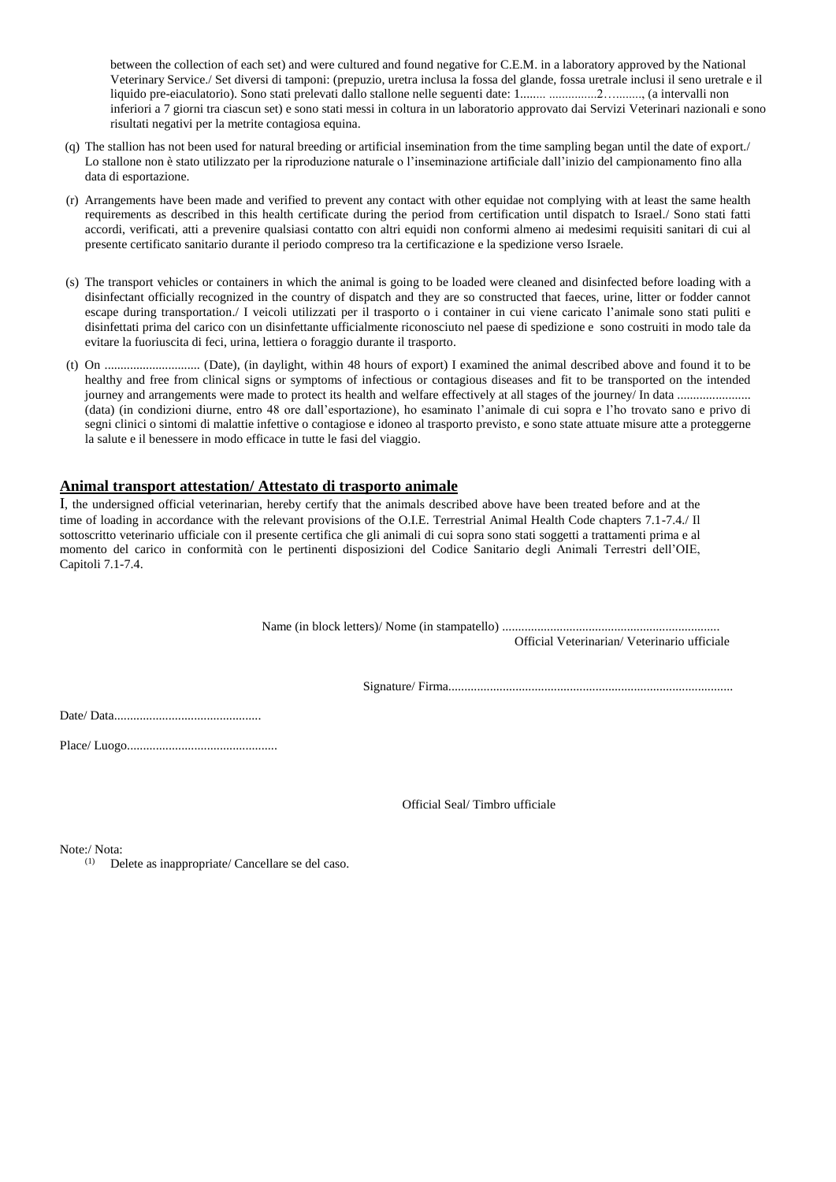between the collection of each set) and were cultured and found negative for C.E.M. in a laboratory approved by the National Veterinary Service./ Set diversi di tamponi: (prepuzio, uretra inclusa la fossa del glande, fossa uretrale inclusi il seno uretrale e il liquido pre-eiaculatorio). Sono stati prelevati dallo stallone nelle seguenti date: 1........ ...............2…........, (a intervalli non inferiori a 7 giorni tra ciascun set) e sono stati messi in coltura in un laboratorio approvato dai Servizi Veterinari nazionali e sono risultati negativi per la metrite contagiosa equina.

(q) The stallion has not been used for natural breeding or artificial insemination from the time sampling began until the date of export./ Lo stallone non è stato utilizzato per la riproduzione naturale o l'inseminazione artificiale dall'inizio del campionamento fino alla data di esportazione.

(r) Arrangements have been made and verified to prevent any contact with other equidae not complying with at least the same health requirements as described in this health certificate during the period from certification until dispatch to Israel./ Sono stati fatti accordi, verificati, atti a prevenire qualsiasi contatto con altri equidi non conformi almeno ai medesimi requisiti sanitari di cui al presente certificato sanitario durante il periodo compreso tra la certificazione e la spedizione verso Israele.

(s) The transport vehicles or containers in which the animal is going to be loaded were cleaned and disinfected before loading with a disinfectant officially recognized in the country of dispatch and they are so constructed that faeces, urine, litter or fodder cannot escape during transportation./ I veicoli utilizzati per il trasporto o i container in cui viene caricato l'animale sono stati puliti e disinfettati prima del carico con un disinfettante ufficialmente riconosciuto nel paese di spedizione e sono costruiti in modo tale da evitare la fuoriuscita di feci, urina, lettiera o foraggio durante il trasporto.

(t) On .............................. (Date), (in daylight, within 48 hours of export) I examined the animal described above and found it to be healthy and free from clinical signs or symptoms of infectious or contagious diseases and fit to be transported on the intended journey and arrangements were made to protect its health and welfare effectively at all stages of the journey/ In data ....................... (data) (in condizioni diurne, entro 48 ore dall'esportazione), ho esaminato l'animale di cui sopra e l'ho trovato sano e privo di segni clinici o sintomi di malattie infettive o contagiose e idoneo al trasporto previsto, e sono state attuate misure atte a proteggerne la salute e il benessere in modo efficace in tutte le fasi del viaggio.

## Animal transport attestation/ Attestato di trasporto animale

I, the undersigned official veterinarian, hereby certify that the animals described above have been treated before and at the time of loading in accordance with the relevant provisions of the O.I.E. Terrestrial Animal Health Code chapters 7.1-7.4./ Il sottoscritto veterinario ufficiale con il presente certifica che gli animali di cui sopra sono stati soggetti a trattamenti prima e al momento del carico in conformità con le pertinenti disposizioni del Codice Sanitario degli Animali Terrestri dell'OIE, Capitoli 7.1-7.4.

Name (in block letters)/ Nome (in stampatello) ....................................................................
Official Veterinarian/ Veterinario ufficiale

Signature/ Firma.........................................................................................

Date/ Data..............................................

Place/ Luogo...............................................

Official Seal/ Timbro ufficiale

Note:/ Nota:
(1) Delete as inappropriate/ Cancellare se del caso.